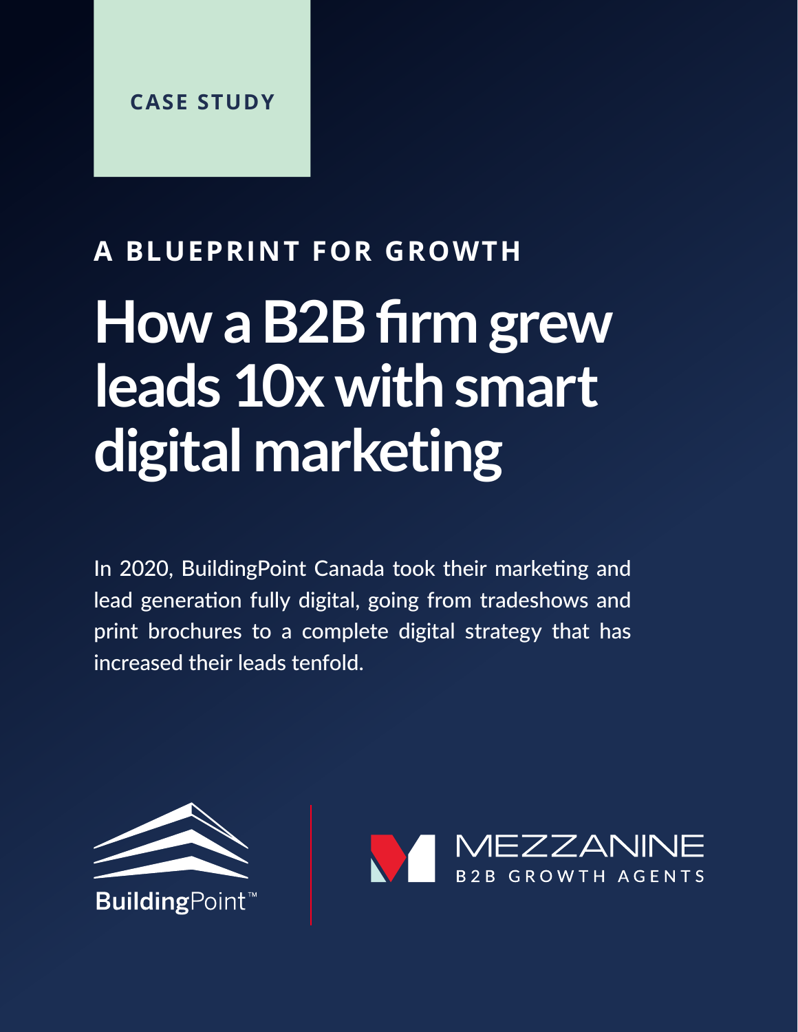CASE STUDY

## A BLUEPRINT FOR GROWTH

# How a B2B firm grew leads 10x with smart digital marketing

In 2020, BuildingPoint Canada took their marketing and lead generation fully digital, going from tradeshows and print brochures to a complete digital strategy that has increased their leads tenfold.

BuildingPoint™

MEZZANINE
B2B GROWTH AGENTS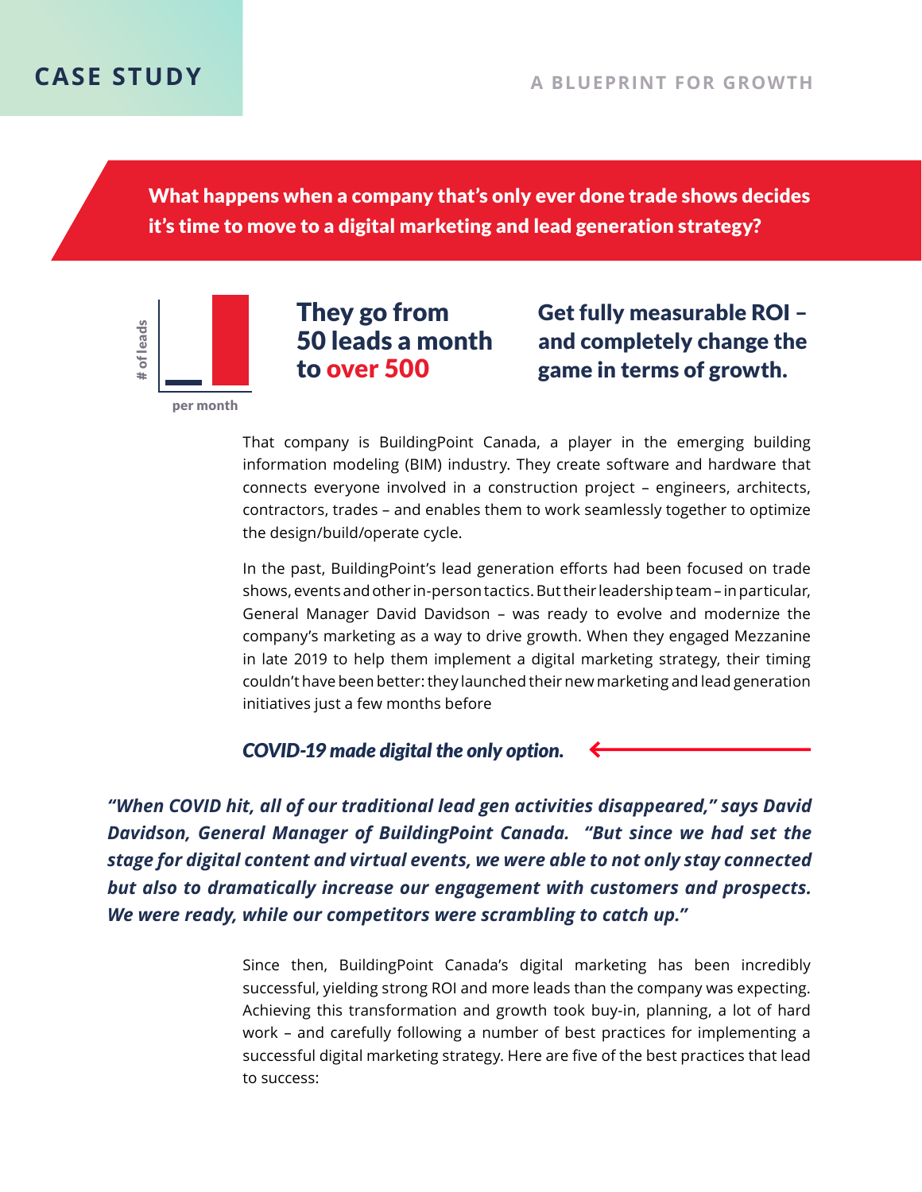# CASE STUDY

A BLUEPRINT FOR GROWTH

**What happens when a company that's only ever done trade shows decides it's time to move to a digital marketing and lead generation strategy?**

# of leads

per month

## They go from 50 leads a month to over 500

## Get fully measurable ROI – and completely change the game in terms of growth.

That company is BuildingPoint Canada, a player in the emerging building information modeling (BIM) industry. They create software and hardware that connects everyone involved in a construction project – engineers, architects, contractors, trades – and enables them to work seamlessly together to optimize the design/build/operate cycle.

In the past, BuildingPoint's lead generation efforts had been focused on trade shows, events and other in-person tactics. But their leadership team – in particular, General Manager David Davidson – was ready to evolve and modernize the company's marketing as a way to drive growth. When they engaged Mezzanine in late 2019 to help them implement a digital marketing strategy, their timing couldn't have been better: they launched their new marketing and lead generation initiatives just a few months before

***COVID-19 made digital the only option.***

***"When COVID hit, all of our traditional lead gen activities disappeared," says David Davidson, General Manager of BuildingPoint Canada. "But since we had set the stage for digital content and virtual events, we were able to not only stay connected but also to dramatically increase our engagement with customers and prospects. We were ready, while our competitors were scrambling to catch up."***

Since then, BuildingPoint Canada's digital marketing has been incredibly successful, yielding strong ROI and more leads than the company was expecting. Achieving this transformation and growth took buy-in, planning, a lot of hard work – and carefully following a number of best practices for implementing a successful digital marketing strategy. Here are five of the best practices that lead to success: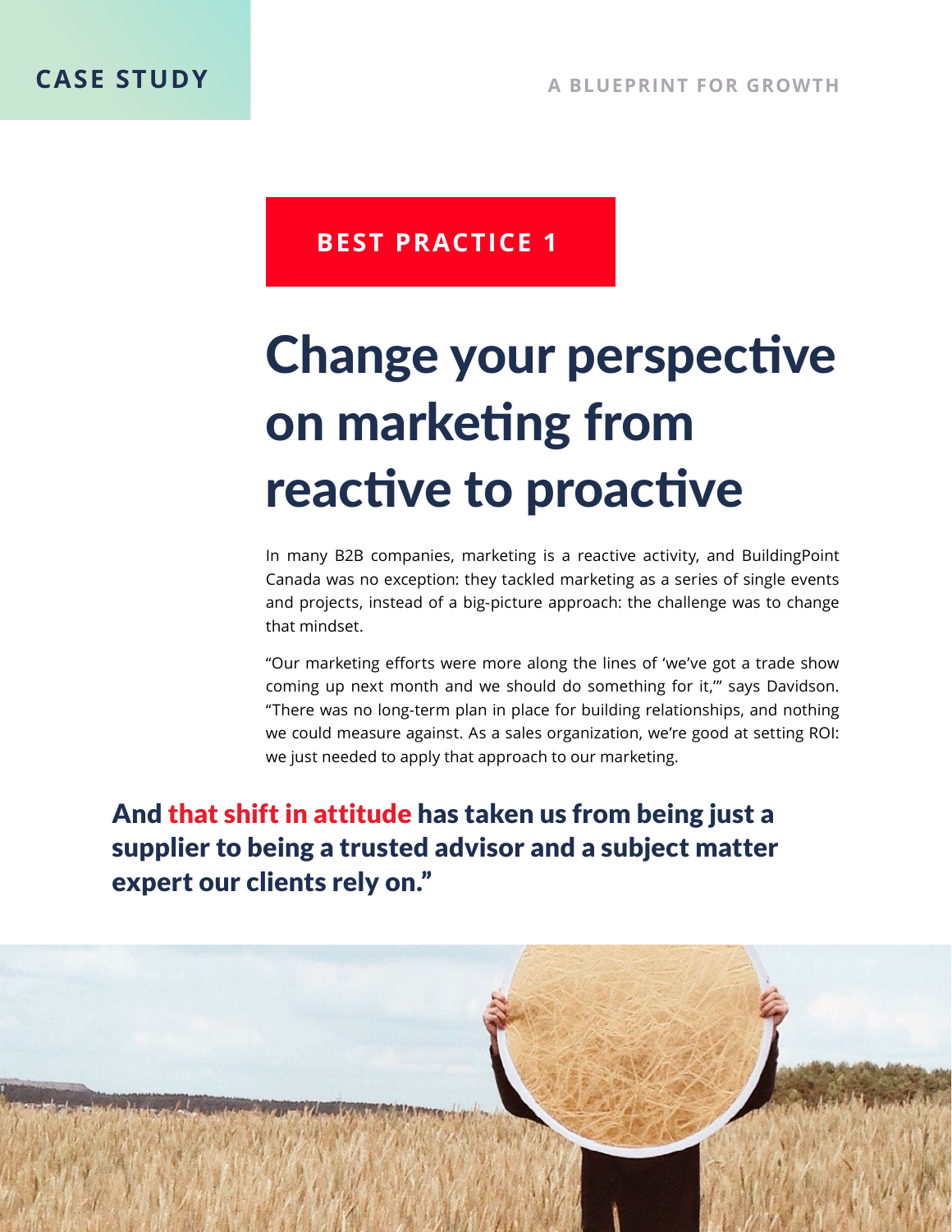**CASE STUDY**

**BEST PRACTICE 1**

# Change your perspective on marketing from reactive to proactive

In many B2B companies, marketing is a reactive activity, and BuildingPoint Canada was no exception: they tackled marketing as a series of single events and projects, instead of a big-picture approach: the challenge was to change that mindset.

"Our marketing efforts were more along the lines of 'we've got a trade show coming up next month and we should do something for it,'" says Davidson. "There was no long-term plan in place for building relationships, and nothing we could measure against. As a sales organization, we're good at setting ROI: we just needed to apply that approach to our marketing.

**And that shift in attitude has taken us from being just a supplier to being a trusted advisor and a subject matter expert our clients rely on."**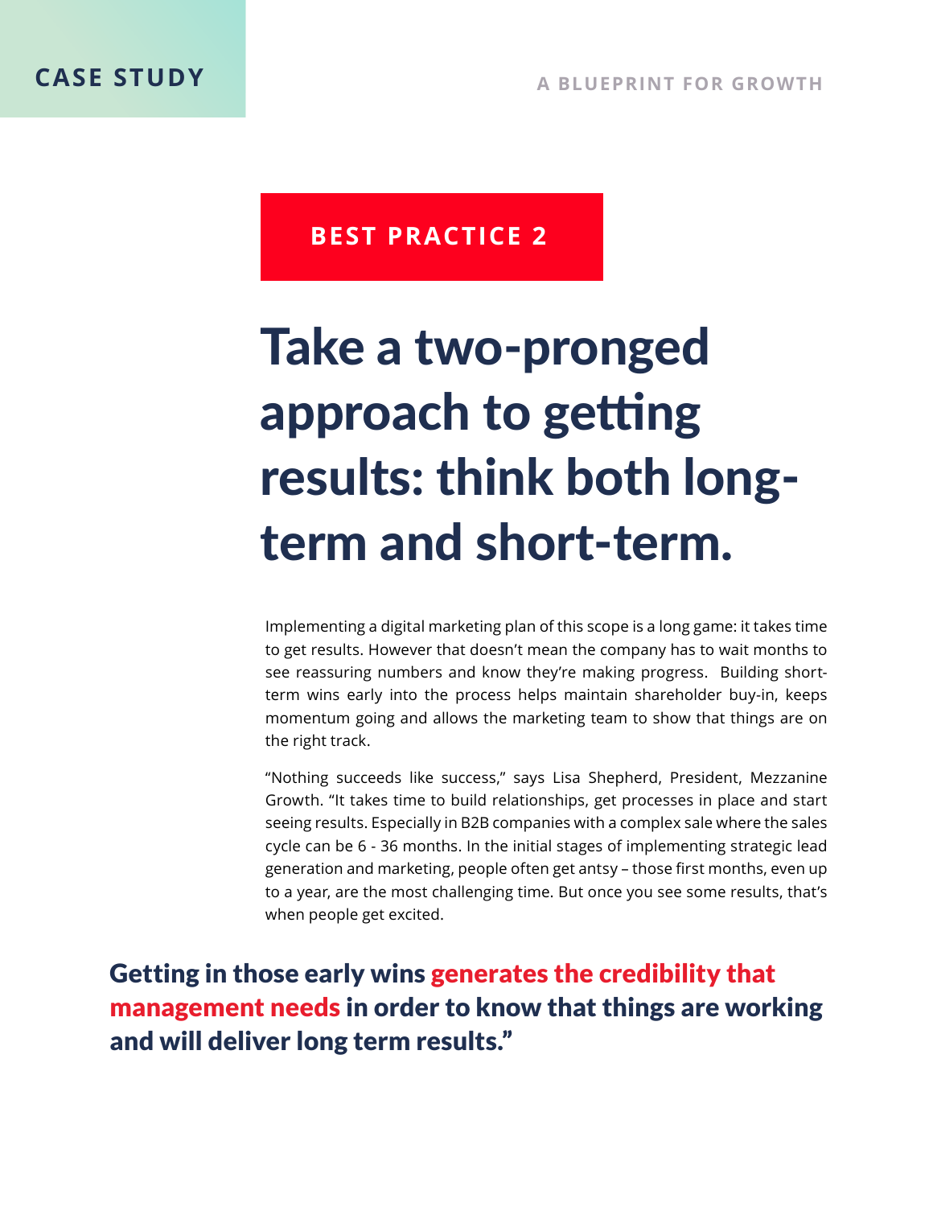**BEST PRACTICE 2**

# Take a two-pronged approach to getting results: think both long-term and short-term.

Implementing a digital marketing plan of this scope is a long game: it takes time to get results. However that doesn't mean the company has to wait months to see reassuring numbers and know they're making progress. Building short-term wins early into the process helps maintain shareholder buy-in, keeps momentum going and allows the marketing team to show that things are on the right track.

"Nothing succeeds like success," says Lisa Shepherd, President, Mezzanine Growth. "It takes time to build relationships, get processes in place and start seeing results. Especially in B2B companies with a complex sale where the sales cycle can be 6 - 36 months. In the initial stages of implementing strategic lead generation and marketing, people often get antsy – those first months, even up to a year, are the most challenging time. But once you see some results, that's when people get excited.

**Getting in those early wins generates the credibility that management needs in order to know that things are working and will deliver long term results."**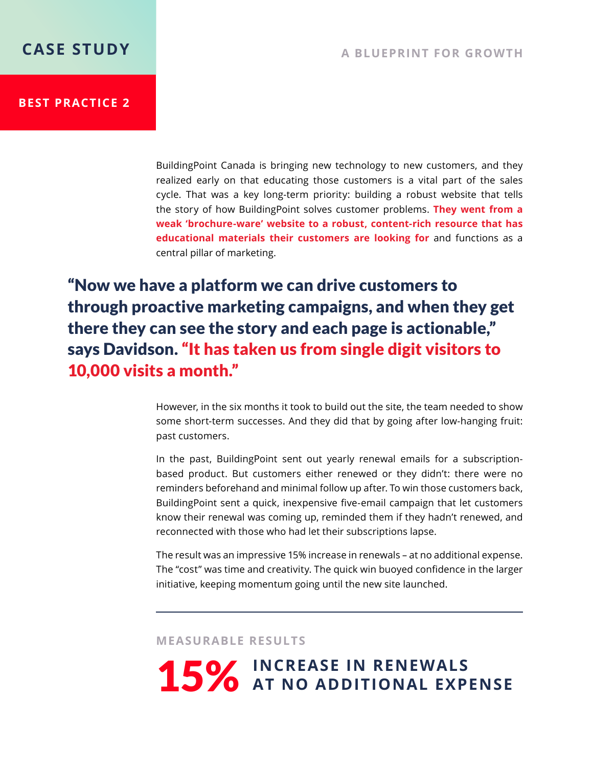# CASE STUDY

**BEST PRACTICE 2**

BuildingPoint Canada is bringing new technology to new customers, and they realized early on that educating those customers is a vital part of the sales cycle. That was a key long-term priority: building a robust website that tells the story of how BuildingPoint solves customer problems. **They went from a weak ‘brochure-ware’ website to a robust, content-rich resource that has educational materials their customers are looking for** and functions as a central pillar of marketing.

> **“Now we have a platform we can drive customers to through proactive marketing campaigns, and when they get there they can see the story and each page is actionable,” says Davidson. “It has taken us from single digit visitors to 10,000 visits a month.”**

However, in the six months it took to build out the site, the team needed to show some short-term successes. And they did that by going after low-hanging fruit: past customers.

In the past, BuildingPoint sent out yearly renewal emails for a subscription-based product. But customers either renewed or they didn’t: there were no reminders beforehand and minimal follow up after. To win those customers back, BuildingPoint sent a quick, inexpensive five-email campaign that let customers know their renewal was coming up, reminded them if they hadn’t renewed, and reconnected with those who had let their subscriptions lapse.

The result was an impressive 15% increase in renewals – at no additional expense. The “cost” was time and creativity. The quick win buoyed confidence in the larger initiative, keeping momentum going until the new site launched.

---

## MEASURABLE RESULTS

**15%** **INCREASE IN RENEWALS AT NO ADDITIONAL EXPENSE**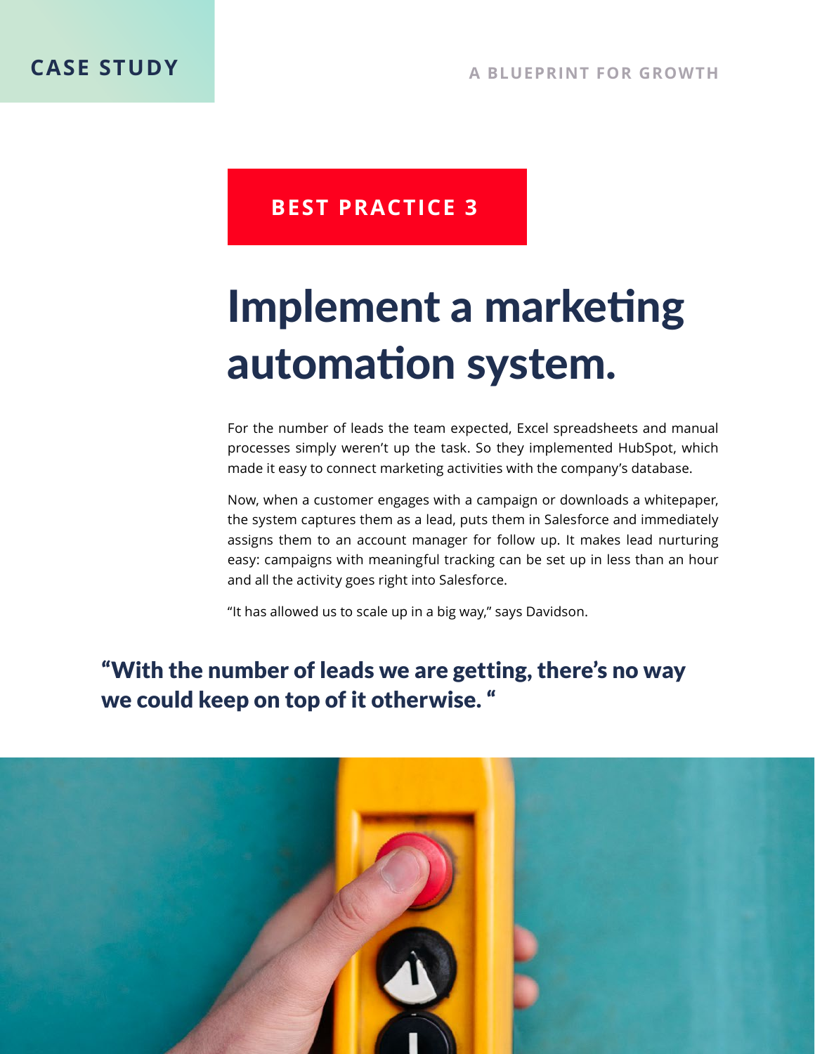**BEST PRACTICE 3**

# Implement a marketing automation system.

For the number of leads the team expected, Excel spreadsheets and manual processes simply weren't up the task. So they implemented HubSpot, which made it easy to connect marketing activities with the company's database.

Now, when a customer engages with a campaign or downloads a whitepaper, the system captures them as a lead, puts them in Salesforce and immediately assigns them to an account manager for follow up. It makes lead nurturing easy: campaigns with meaningful tracking can be set up in less than an hour and all the activity goes right into Salesforce.

"It has allowed us to scale up in a big way," says Davidson.

**"With the number of leads we are getting, there's no way we could keep on top of it otherwise. "**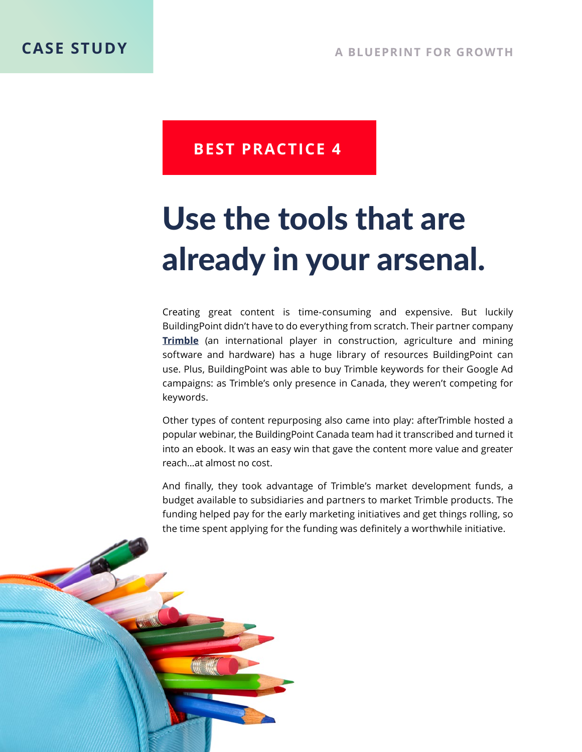BEST PRACTICE 4

# Use the tools that are already in your arsenal.

Creating great content is time-consuming and expensive. But luckily BuildingPoint didn't have to do everything from scratch. Their partner company **Trimble** (an international player in construction, agriculture and mining software and hardware) has a huge library of resources BuildingPoint can use. Plus, BuildingPoint was able to buy Trimble keywords for their Google Ad campaigns: as Trimble's only presence in Canada, they weren't competing for keywords.

Other types of content repurposing also came into play: afterTrimble hosted a popular webinar, the BuildingPoint Canada team had it transcribed and turned it into an ebook. It was an easy win that gave the content more value and greater reach...at almost no cost.

And finally, they took advantage of Trimble's market development funds, a budget available to subsidiaries and partners to market Trimble products. The funding helped pay for the early marketing initiatives and get things rolling, so the time spent applying for the funding was definitely a worthwhile initiative.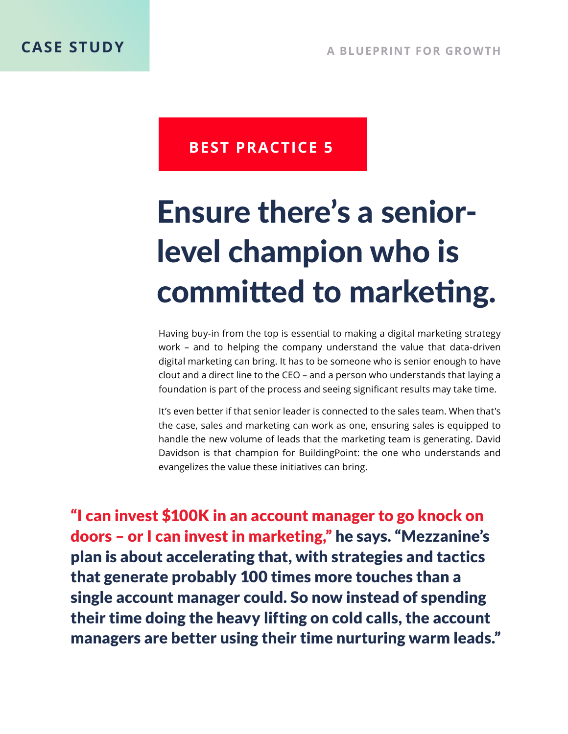**BEST PRACTICE 5**

# Ensure there's a senior-level champion who is committed to marketing.

Having buy-in from the top is essential to making a digital marketing strategy work – and to helping the company understand the value that data-driven digital marketing can bring. It has to be someone who is senior enough to have clout and a direct line to the CEO – and a person who understands that laying a foundation is part of the process and seeing significant results may take time.

It's even better if that senior leader is connected to the sales team. When that's the case, sales and marketing can work as one, ensuring sales is equipped to handle the new volume of leads that the marketing team is generating. David Davidson is that champion for BuildingPoint: the one who understands and evangelizes the value these initiatives can bring.

**"I can invest $100K in an account manager to go knock on doors – or I can invest in marketing," he says. "Mezzanine's plan is about accelerating that, with strategies and tactics that generate probably 100 times more touches than a single account manager could. So now instead of spending their time doing the heavy lifting on cold calls, the account managers are better using their time nurturing warm leads."**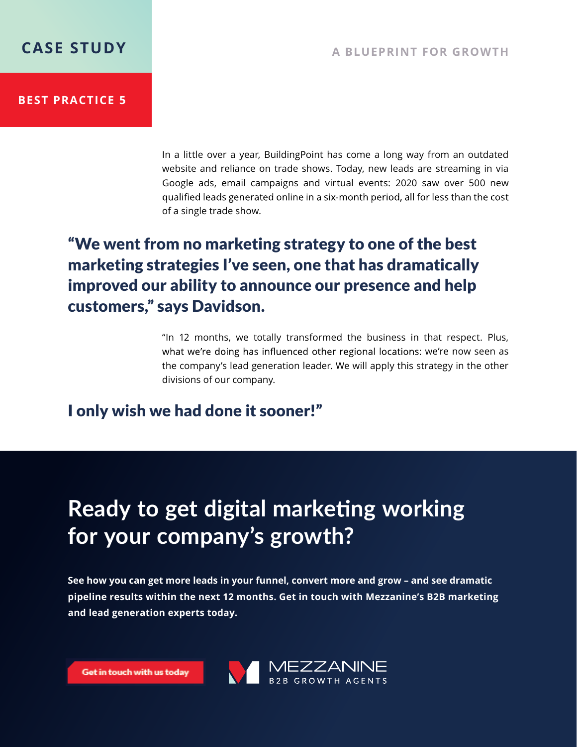CASE STUDY

A BLUEPRINT FOR GROWTH

BEST PRACTICE 5

In a little over a year, BuildingPoint has come a long way from an outdated website and reliance on trade shows. Today, new leads are streaming in via Google ads, email campaigns and virtual events: 2020 saw over 500 new qualified leads generated online in a six-month period, all for less than the cost of a single trade show.

**“We went from no marketing strategy to one of the best marketing strategies I’ve seen, one that has dramatically improved our ability to announce our presence and help customers,” says Davidson.**

“In 12 months, we totally transformed the business in that respect. Plus, what we’re doing has influenced other regional locations: we’re now seen as the company’s lead generation leader. We will apply this strategy in the other divisions of our company.

**I only wish we had done it sooner!”**

## Ready to get digital marketing working for your company’s growth?

**See how you can get more leads in your funnel, convert more and grow – and see dramatic pipeline results within the next 12 months. Get in touch with Mezzanine’s B2B marketing and lead generation experts today.**

Get in touch with us today

MEZZANINE
B2B GROWTH AGENTS